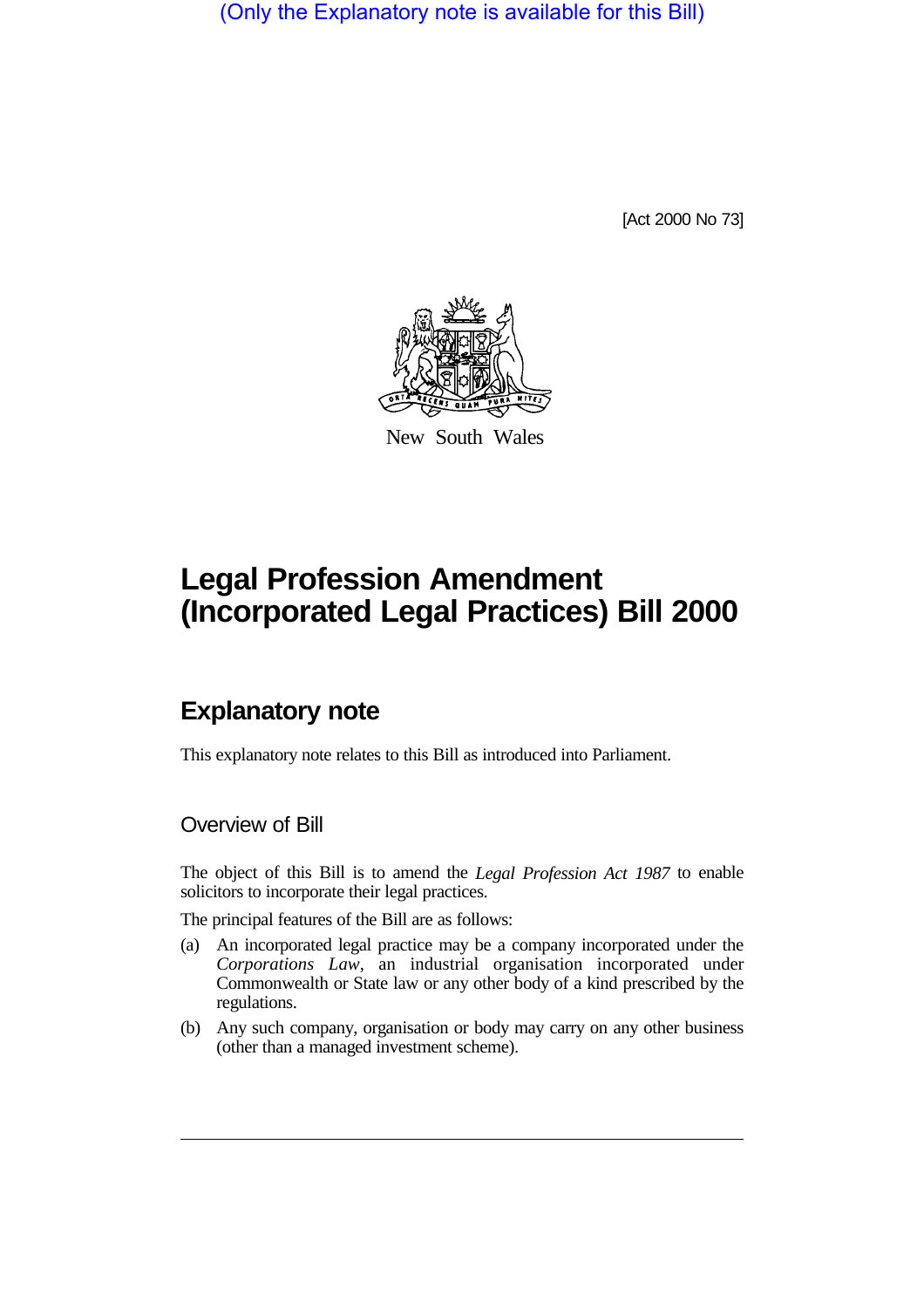(Only the Explanatory note is available for this Bill)

[Act 2000 No 73]

New South Wales

# Legal Profession Amendment (Incorporated Legal Practices) Bill 2000

## Explanatory note

This explanatory note relates to this Bill as introduced into Parliament.

### Overview of Bill

The object of this Bill is to amend the *Legal Profession Act 1987* to enable solicitors to incorporate their legal practices.

The principal features of the Bill are as follows:

(a) An incorporated legal practice may be a company incorporated under the *Corporations Law*, an industrial organisation incorporated under Commonwealth or State law or any other body of a kind prescribed by the regulations.

(b) Any such company, organisation or body may carry on any other business (other than a managed investment scheme).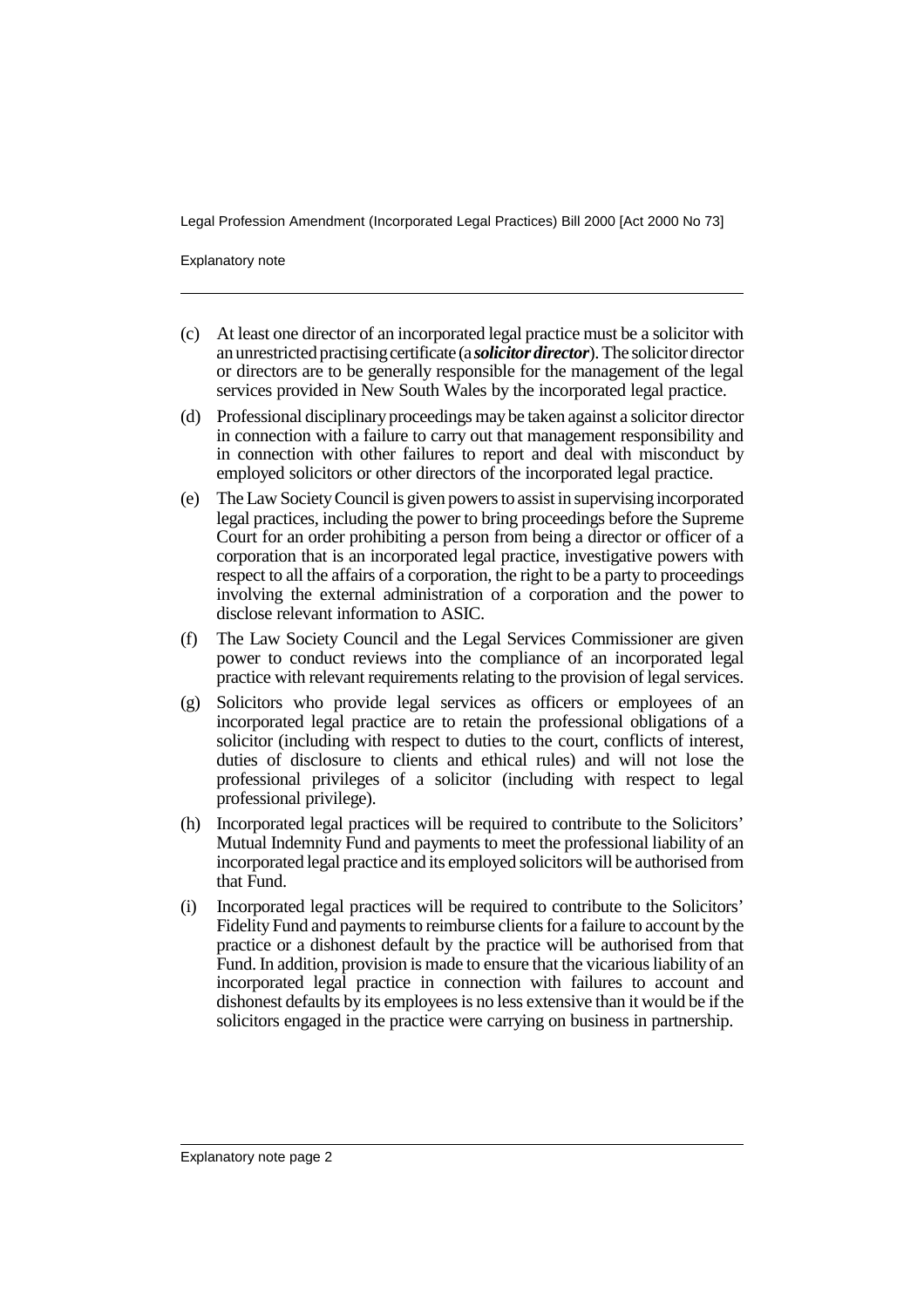(c) At least one director of an incorporated legal practice must be a solicitor with an unrestricted practising certificate (a ***solicitor director***). The solicitor director or directors are to be generally responsible for the management of the legal services provided in New South Wales by the incorporated legal practice.

(d) Professional disciplinary proceedings may be taken against a solicitor director in connection with a failure to carry out that management responsibility and in connection with other failures to report and deal with misconduct by employed solicitors or other directors of the incorporated legal practice.

(e) The Law Society Council is given powers to assist in supervising incorporated legal practices, including the power to bring proceedings before the Supreme Court for an order prohibiting a person from being a director or officer of a corporation that is an incorporated legal practice, investigative powers with respect to all the affairs of a corporation, the right to be a party to proceedings involving the external administration of a corporation and the power to disclose relevant information to ASIC.

(f) The Law Society Council and the Legal Services Commissioner are given power to conduct reviews into the compliance of an incorporated legal practice with relevant requirements relating to the provision of legal services.

(g) Solicitors who provide legal services as officers or employees of an incorporated legal practice are to retain the professional obligations of a solicitor (including with respect to duties to the court, conflicts of interest, duties of disclosure to clients and ethical rules) and will not lose the professional privileges of a solicitor (including with respect to legal professional privilege).

(h) Incorporated legal practices will be required to contribute to the Solicitors' Mutual Indemnity Fund and payments to meet the professional liability of an incorporated legal practice and its employed solicitors will be authorised from that Fund.

(i) Incorporated legal practices will be required to contribute to the Solicitors' Fidelity Fund and payments to reimburse clients for a failure to account by the practice or a dishonest default by the practice will be authorised from that Fund. In addition, provision is made to ensure that the vicarious liability of an incorporated legal practice in connection with failures to account and dishonest defaults by its employees is no less extensive than it would be if the solicitors engaged in the practice were carrying on business in partnership.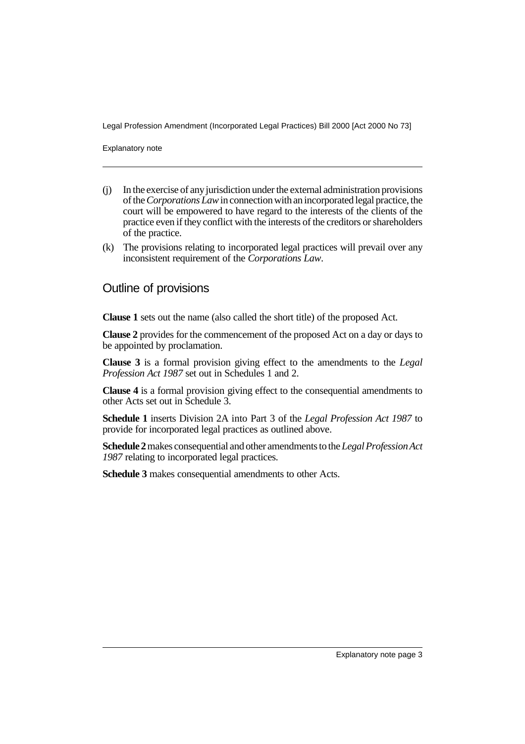(j) In the exercise of any jurisdiction under the external administration provisions of the *Corporations Law* in connection with an incorporated legal practice, the court will be empowered to have regard to the interests of the clients of the practice even if they conflict with the interests of the creditors or shareholders of the practice.

(k) The provisions relating to incorporated legal practices will prevail over any inconsistent requirement of the *Corporations Law*.

## Outline of provisions

**Clause 1** sets out the name (also called the short title) of the proposed Act.

**Clause 2** provides for the commencement of the proposed Act on a day or days to be appointed by proclamation.

**Clause 3** is a formal provision giving effect to the amendments to the *Legal Profession Act 1987* set out in Schedules 1 and 2.

**Clause 4** is a formal provision giving effect to the consequential amendments to other Acts set out in Schedule 3.

**Schedule 1** inserts Division 2A into Part 3 of the *Legal Profession Act 1987* to provide for incorporated legal practices as outlined above.

**Schedule 2** makes consequential and other amendments to the *Legal Profession Act 1987* relating to incorporated legal practices.

**Schedule 3** makes consequential amendments to other Acts.